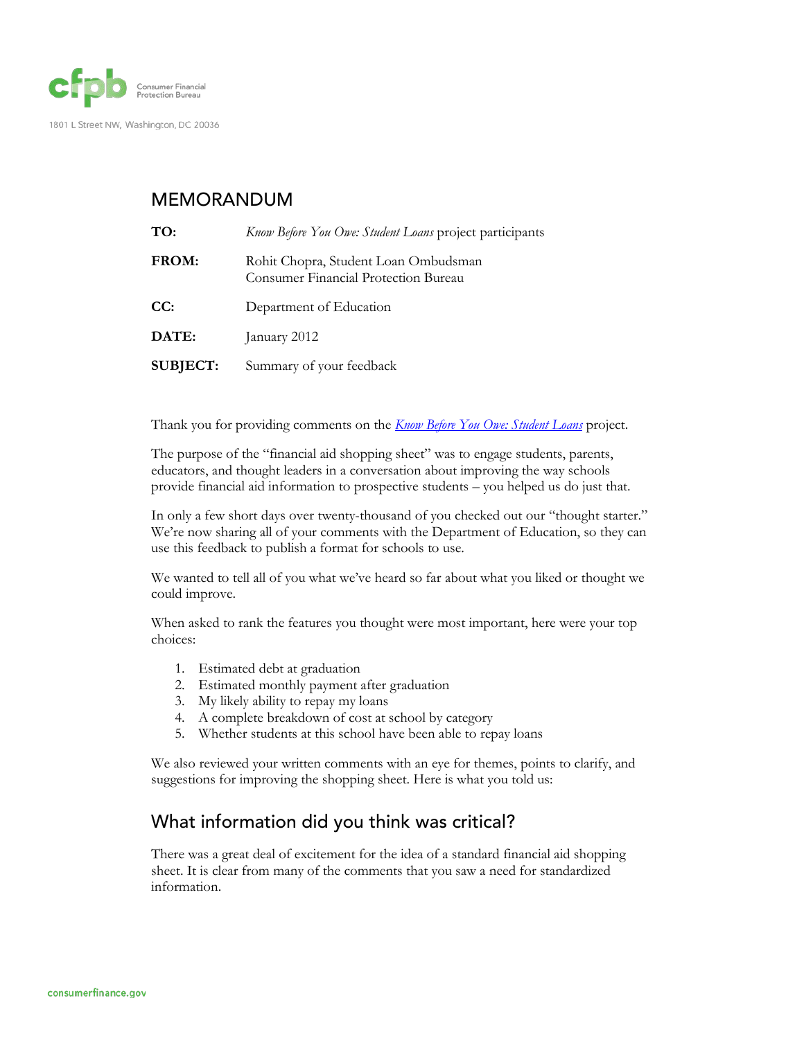Consumer Financial Protection Bureau

1801 L Street NW, Washington, DC 20036

# MEMORANDUM

| | |
|---|---|
| **TO:** | *Know Before You Owe: Student Loans* project participants |
| **FROM:** | Rohit Chopra, Student Loan Ombudsman<br>Consumer Financial Protection Bureau |
| **CC:** | Department of Education |
| **DATE:** | January 2012 |
| **SUBJECT:** | Summary of your feedback |

Thank you for providing comments on the *Know Before You Owe: Student Loans* project.

The purpose of the "financial aid shopping sheet" was to engage students, parents, educators, and thought leaders in a conversation about improving the way schools provide financial aid information to prospective students – you helped us do just that.

In only a few short days over twenty-thousand of you checked out our "thought starter." We're now sharing all of your comments with the Department of Education, so they can use this feedback to publish a format for schools to use.

We wanted to tell all of you what we've heard so far about what you liked or thought we could improve.

When asked to rank the features you thought were most important, here were your top choices:

1. Estimated debt at graduation
2. Estimated monthly payment after graduation
3. My likely ability to repay my loans
4. A complete breakdown of cost at school by category
5. Whether students at this school have been able to repay loans

We also reviewed your written comments with an eye for themes, points to clarify, and suggestions for improving the shopping sheet. Here is what you told us:

## What information did you think was critical?

There was a great deal of excitement for the idea of a standard financial aid shopping sheet. It is clear from many of the comments that you saw a need for standardized information.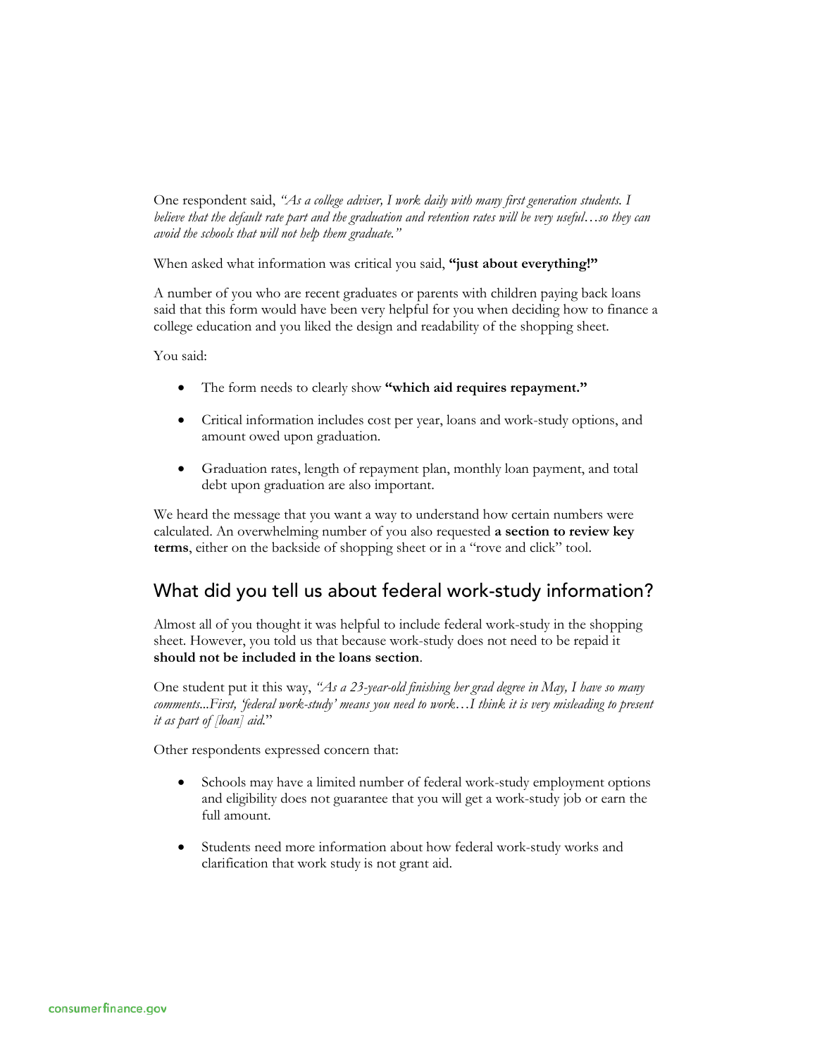One respondent said, *"As a college adviser, I work daily with many first generation students. I believe that the default rate part and the graduation and retention rates will be very useful…so they can avoid the schools that will not help them graduate."*

When asked what information was critical you said, **"just about everything!"**

A number of you who are recent graduates or parents with children paying back loans said that this form would have been very helpful for you when deciding how to finance a college education and you liked the design and readability of the shopping sheet.

You said:

- The form needs to clearly show **"which aid requires repayment."**
- Critical information includes cost per year, loans and work-study options, and amount owed upon graduation.
- Graduation rates, length of repayment plan, monthly loan payment, and total debt upon graduation are also important.

We heard the message that you want a way to understand how certain numbers were calculated. An overwhelming number of you also requested **a section to review key terms**, either on the backside of shopping sheet or in a "rove and click" tool.

## What did you tell us about federal work-study information?

Almost all of you thought it was helpful to include federal work-study in the shopping sheet. However, you told us that because work-study does not need to be repaid it **should not be included in the loans section**.

One student put it this way, *"As a 23-year-old finishing her grad degree in May, I have so many comments...First, 'federal work-study' means you need to work…I think it is very misleading to present it as part of [loan] aid.*"

Other respondents expressed concern that:

- Schools may have a limited number of federal work-study employment options and eligibility does not guarantee that you will get a work-study job or earn the full amount.
- Students need more information about how federal work-study works and clarification that work study is not grant aid.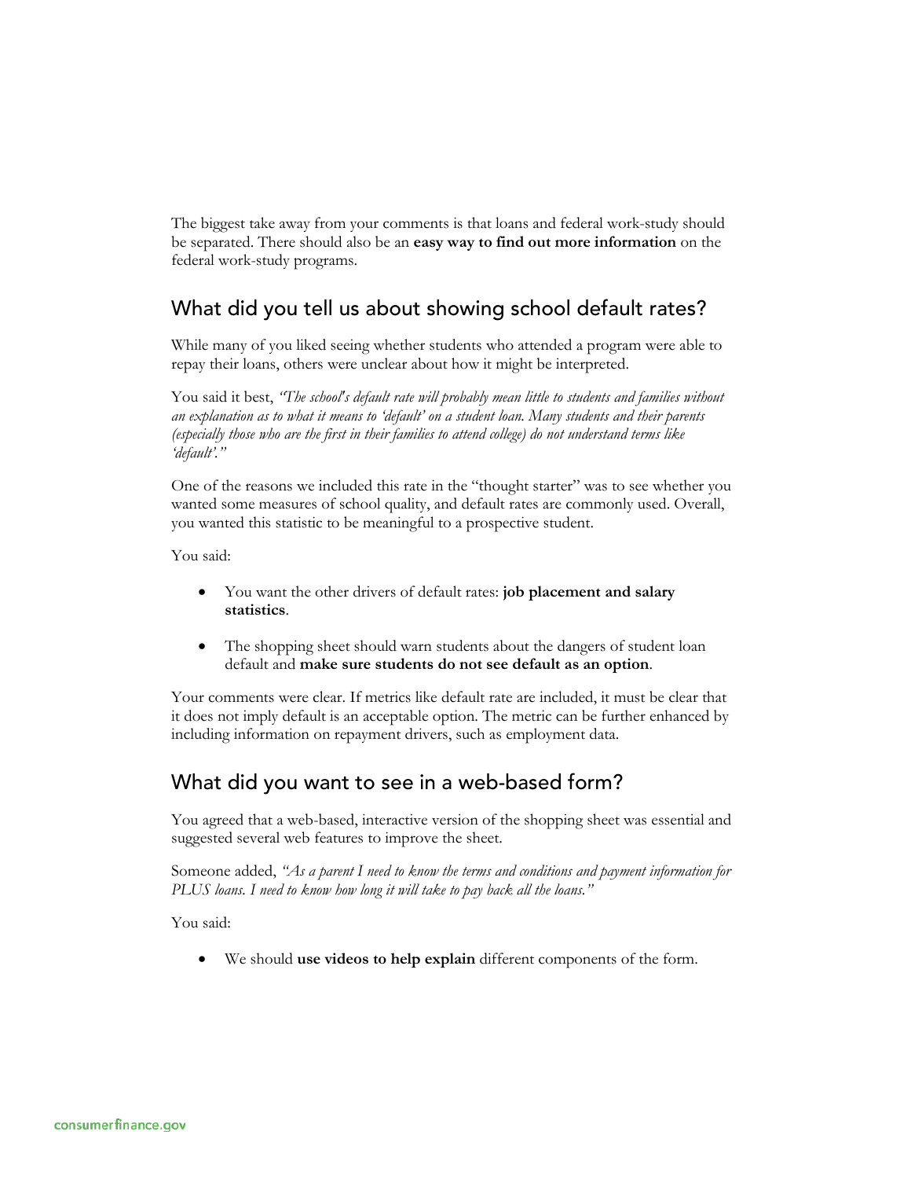The biggest take away from your comments is that loans and federal work-study should be separated. There should also be an **easy way to find out more information** on the federal work-study programs.

## What did you tell us about showing school default rates?

While many of you liked seeing whether students who attended a program were able to repay their loans, others were unclear about how it might be interpreted.

You said it best, *"The school's default rate will probably mean little to students and families without an explanation as to what it means to 'default' on a student loan. Many students and their parents (especially those who are the first in their families to attend college) do not understand terms like 'default'."*

One of the reasons we included this rate in the "thought starter" was to see whether you wanted some measures of school quality, and default rates are commonly used. Overall, you wanted this statistic to be meaningful to a prospective student.

You said:

- You want the other drivers of default rates: **job placement and salary statistics**.
- The shopping sheet should warn students about the dangers of student loan default and **make sure students do not see default as an option**.

Your comments were clear. If metrics like default rate are included, it must be clear that it does not imply default is an acceptable option. The metric can be further enhanced by including information on repayment drivers, such as employment data.

## What did you want to see in a web-based form?

You agreed that a web-based, interactive version of the shopping sheet was essential and suggested several web features to improve the sheet.

Someone added, *"As a parent I need to know the terms and conditions and payment information for PLUS loans. I need to know how long it will take to pay back all the loans."*

You said:

- We should **use videos to help explain** different components of the form.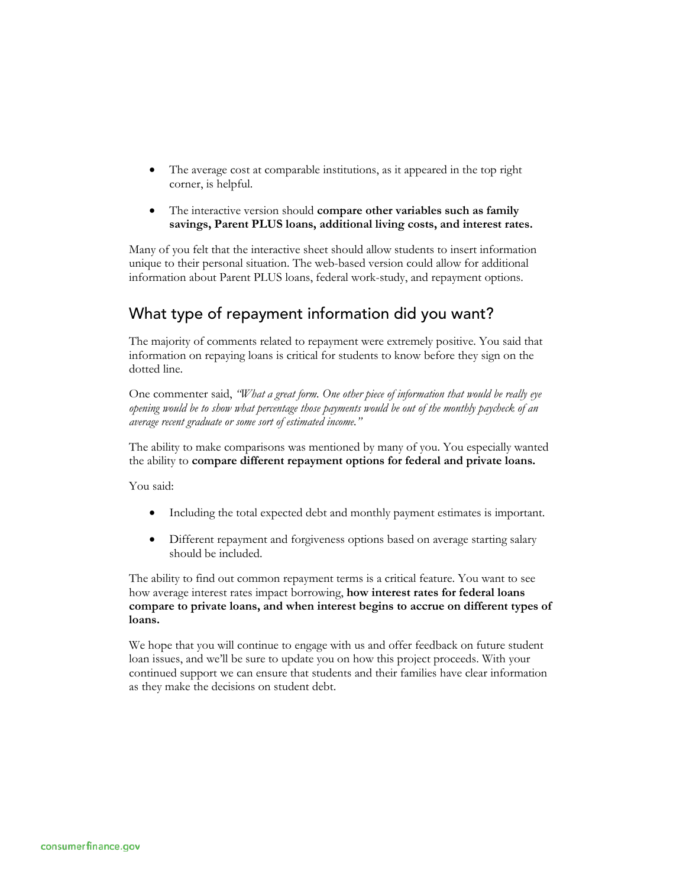- The average cost at comparable institutions, as it appeared in the top right corner, is helpful.

- The interactive version should **compare other variables such as family savings, Parent PLUS loans, additional living costs, and interest rates.**

Many of you felt that the interactive sheet should allow students to insert information unique to their personal situation. The web-based version could allow for additional information about Parent PLUS loans, federal work-study, and repayment options.

## What type of repayment information did you want?

The majority of comments related to repayment were extremely positive. You said that information on repaying loans is critical for students to know before they sign on the dotted line.

One commenter said, *"What a great form. One other piece of information that would be really eye opening would be to show what percentage those payments would be out of the monthly paycheck of an average recent graduate or some sort of estimated income."*

The ability to make comparisons was mentioned by many of you. You especially wanted the ability to **compare different repayment options for federal and private loans.**

You said:

- Including the total expected debt and monthly payment estimates is important.

- Different repayment and forgiveness options based on average starting salary should be included.

The ability to find out common repayment terms is a critical feature. You want to see how average interest rates impact borrowing, **how interest rates for federal loans compare to private loans, and when interest begins to accrue on different types of loans.**

We hope that you will continue to engage with us and offer feedback on future student loan issues, and we'll be sure to update you on how this project proceeds. With your continued support we can ensure that students and their families have clear information as they make the decisions on student debt.